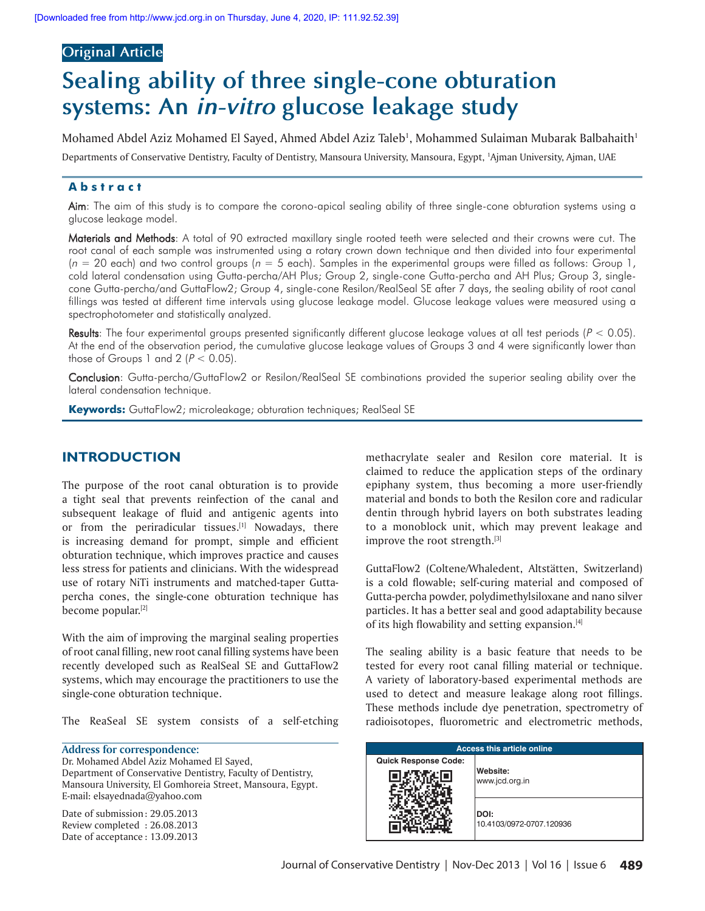Original Article

# Sealing ability of three single-cone obturation systems: An *in-vitro* glucose leakage study

Mohamed Abdel Aziz Mohamed El Sayed, Ahmed Abdel Aziz Taleb[1], Mohammed Sulaiman Mubarak Balbahaith[1]

Departments of Conservative Dentistry, Faculty of Dentistry, Mansoura University, Mansoura, Egypt, [1]Ajman University, Ajman, UAE

## Abstract

**Aim**: The aim of this study is to compare the corono-apical sealing ability of three single-cone obturation systems using a glucose leakage model.

**Materials and Methods**: A total of 90 extracted maxillary single rooted teeth were selected and their crowns were cut. The root canal of each sample was instrumented using a rotary crown down technique and then divided into four experimental ($n$ = 20 each) and two control groups ($n$ = 5 each). Samples in the experimental groups were filled as follows: Group 1, cold lateral condensation using Gutta-percha/AH Plus; Group 2, single-cone Gutta-percha and AH Plus; Group 3, single-cone Gutta-percha/and GuttaFlow2; Group 4, single-cone Resilon/RealSeal SE after 7 days, the sealing ability of root canal fillings was tested at different time intervals using glucose leakage model. Glucose leakage values were measured using a spectrophotometer and statistically analyzed.

**Results**: The four experimental groups presented significantly different glucose leakage values at all test periods ($P < 0.05$). At the end of the observation period, the cumulative glucose leakage values of Groups 3 and 4 were significantly lower than those of Groups 1 and 2 ($P < 0.05$).

**Conclusion**: Gutta-percha/GuttaFlow2 or Resilon/RealSeal SE combinations provided the superior sealing ability over the lateral condensation technique.

**Keywords:** GuttaFlow2; microleakage; obturation techniques; RealSeal SE

## INTRODUCTION

The purpose of the root canal obturation is to provide a tight seal that prevents reinfection of the canal and subsequent leakage of fluid and antigenic agents into or from the periradicular tissues.[1] Nowadays, there is increasing demand for prompt, simple and efficient obturation technique, which improves practice and causes less stress for patients and clinicians. With the widespread use of rotary NiTi instruments and matched-taper Gutta-percha cones, the single-cone obturation technique has become popular.[2]

With the aim of improving the marginal sealing properties of root canal filling, new root canal filling systems have been recently developed such as RealSeal SE and GuttaFlow2 systems, which may encourage the practitioners to use the single-cone obturation technique.

The ReaSeal SE system consists of a self-etching methacrylate sealer and Resilon core material. It is claimed to reduce the application steps of the ordinary epiphany system, thus becoming a more user-friendly material and bonds to both the Resilon core and radicular dentin through hybrid layers on both substrates leading to a monoblock unit, which may prevent leakage and improve the root strength.[3]

GuttaFlow2 (Coltene/Whaledent, Altstätten, Switzerland) is a cold flowable; self-curing material and composed of Gutta-percha powder, polydimethylsiloxane and nano silver particles. It has a better seal and good adaptability because of its high flowability and setting expansion.[4]

The sealing ability is a basic feature that needs to be tested for every root canal filling material or technique. A variety of laboratory-based experimental methods are used to detect and measure leakage along root fillings. These methods include dye penetration, spectrometry of radioisotopes, fluorometric and electrometric methods,

**Address for correspondence:**
Dr. Mohamed Abdel Aziz Mohamed El Sayed,
Department of Conservative Dentistry, Faculty of Dentistry, Mansoura University, El Gomhoreia Street, Mansoura, Egypt.
E-mail: elsayednada@yahoo.com

Date of submission : 29.05.2013
Review completed : 26.08.2013
Date of acceptance : 13.09.2013

| Access this article online | |
|---|---|
| Quick Response Code: | Website: www.jcd.org.in |
| | DOI: 10.4103/0972-0707.120936 |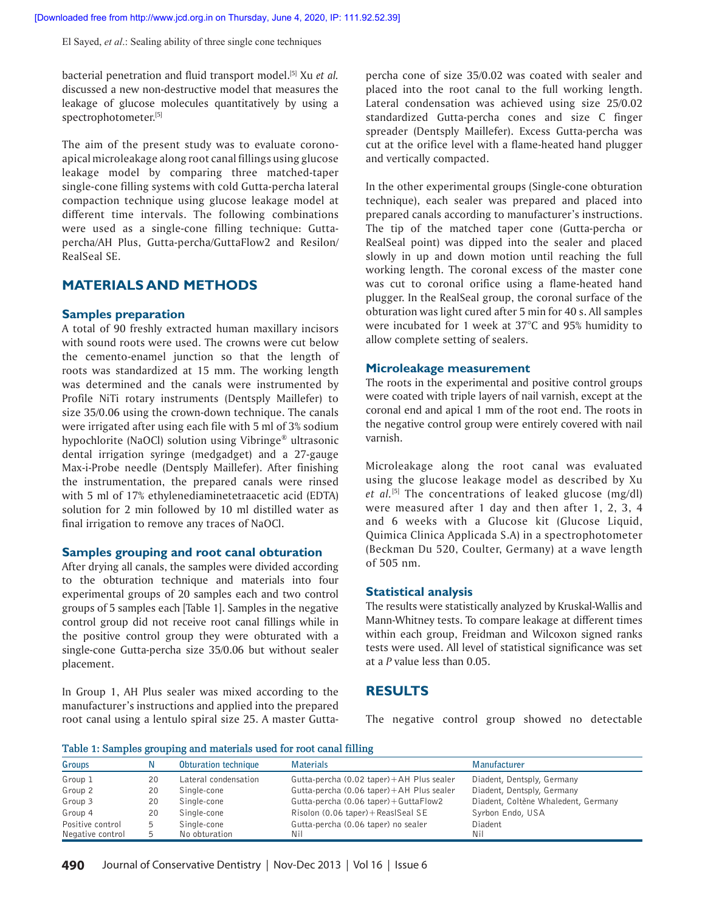bacterial penetration and fluid transport model.[5] Xu *et al.* discussed a new non-destructive model that measures the leakage of glucose molecules quantitatively by using a spectrophotometer.[5]

The aim of the present study was to evaluate corono-apical microleakage along root canal fillings using glucose leakage model by comparing three matched-taper single-cone filling systems with cold Gutta-percha lateral compaction technique using glucose leakage model at different time intervals. The following combinations were used as a single-cone filling technique: Gutta-percha/AH Plus, Gutta-percha/GuttaFlow2 and Resilon/RealSeal SE.

## MATERIALS AND METHODS

### Samples preparation

A total of 90 freshly extracted human maxillary incisors with sound roots were used. The crowns were cut below the cemento-enamel junction so that the length of roots was standardized at 15 mm. The working length was determined and the canals were instrumented by Profile NiTi rotary instruments (Dentsply Maillefer) to size 35/0.06 using the crown-down technique. The canals were irrigated after using each file with 5 ml of 3% sodium hypochlorite (NaOCl) solution using Vibringe® ultrasonic dental irrigation syringe (medgadget) and a 27-gauge Max-i-Probe needle (Dentsply Maillefer). After finishing the instrumentation, the prepared canals were rinsed with 5 ml of 17% ethylenediaminetetraacetic acid (EDTA) solution for 2 min followed by 10 ml distilled water as final irrigation to remove any traces of NaOCl.

### Samples grouping and root canal obturation

After drying all canals, the samples were divided according to the obturation technique and materials into four experimental groups of 20 samples each and two control groups of 5 samples each [Table 1]. Samples in the negative control group did not receive root canal fillings while in the positive control group they were obturated with a single-cone Gutta-percha size 35/0.06 but without sealer placement.

In Group 1, AH Plus sealer was mixed according to the manufacturer's instructions and applied into the prepared root canal using a lentulo spiral size 25. A master Gutta-percha cone of size 35/0.02 was coated with sealer and placed into the root canal to the full working length. Lateral condensation was achieved using size 25/0.02 standardized Gutta-percha cones and size C finger spreader (Dentsply Maillefer). Excess Gutta-percha was cut at the orifice level with a flame-heated hand plugger and vertically compacted.

In the other experimental groups (Single-cone obturation technique), each sealer was prepared and placed into prepared canals according to manufacturer's instructions. The tip of the matched taper cone (Gutta-percha or RealSeal point) was dipped into the sealer and placed slowly in up and down motion until reaching the full working length. The coronal excess of the master cone was cut to coronal orifice using a flame-heated hand plugger. In the RealSeal group, the coronal surface of the obturation was light cured after 5 min for 40 s. All samples were incubated for 1 week at 37°C and 95% humidity to allow complete setting of sealers.

### Microleakage measurement

The roots in the experimental and positive control groups were coated with triple layers of nail varnish, except at the coronal end and apical 1 mm of the root end. The roots in the negative control group were entirely covered with nail varnish.

Microleakage along the root canal was evaluated using the glucose leakage model as described by Xu *et al.*[5] The concentrations of leaked glucose (mg/dl) were measured after 1 day and then after 1, 2, 3, 4 and 6 weeks with a Glucose kit (Glucose Liquid, Quimica Clinica Applicada S.A) in a spectrophotometer (Beckman Du 520, Coulter, Germany) at a wave length of 505 nm.

### Statistical analysis

The results were statistically analyzed by Kruskal-Wallis and Mann-Whitney tests. To compare leakage at different times within each group, Freidman and Wilcoxon signed ranks tests were used. All level of statistical significance was set at a *P* value less than 0.05.

## RESULTS

The negative control group showed no detectable

**Table 1: Samples grouping and materials used for root canal filling**

| Groups | N | Obturation technique | Materials | Manufacturer |
|---|---|---|---|---|
| Group 1 | 20 | Lateral condensation | Gutta-percha (0.02 taper)+AH Plus sealer | Diadent, Dentsply, Germany |
| Group 2 | 20 | Single-cone | Gutta-percha (0.06 taper)+AH Plus sealer | Diadent, Dentsply, Germany |
| Group 3 | 20 | Single-cone | Gutta-percha (0.06 taper)+GuttaFlow2 | Diadent, Coltène Whaledent, Germany |
| Group 4 | 20 | Single-cone | Risolon (0.06 taper)+ReaslSeal SE | Syrbon Endo, USA |
| Positive control | 5 | Single-cone | Gutta-percha (0.06 taper) no sealer | Diadent |
| Negative control | 5 | No obturation | Nil | Nil |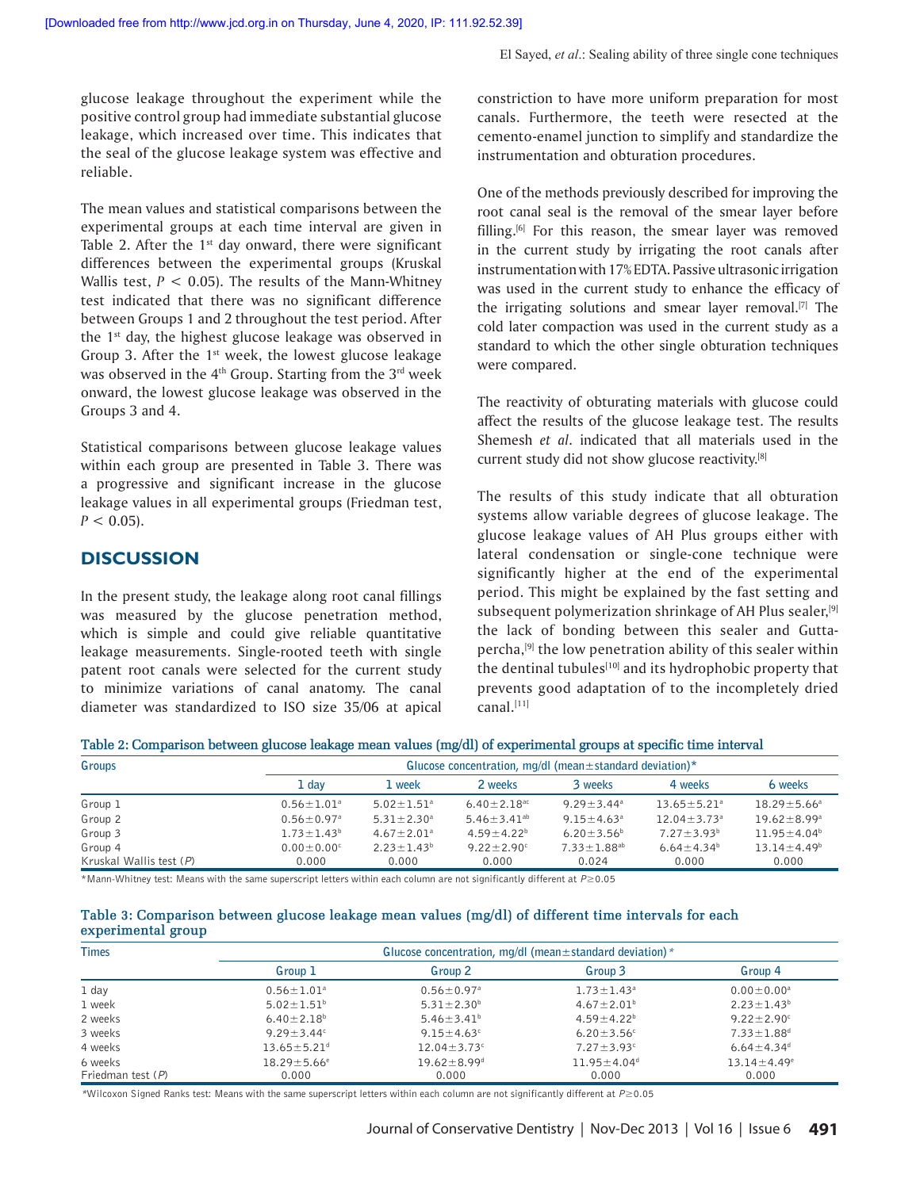glucose leakage throughout the experiment while the positive control group had immediate substantial glucose leakage, which increased over time. This indicates that the seal of the glucose leakage system was effective and reliable.

The mean values and statistical comparisons between the experimental groups at each time interval are given in Table 2. After the 1st day onward, there were significant differences between the experimental groups (Kruskal Wallis test, $P < 0.05$). The results of the Mann-Whitney test indicated that there was no significant difference between Groups 1 and 2 throughout the test period. After the 1st day, the highest glucose leakage was observed in Group 3. After the 1st week, the lowest glucose leakage was observed in the 4th Group. Starting from the 3rd week onward, the lowest glucose leakage was observed in the Groups 3 and 4.

Statistical comparisons between glucose leakage values within each group are presented in Table 3. There was a progressive and significant increase in the glucose leakage values in all experimental groups (Friedman test, $P < 0.05$).

## DISCUSSION

In the present study, the leakage along root canal fillings was measured by the glucose penetration method, which is simple and could give reliable quantitative leakage measurements. Single-rooted teeth with single patent root canals were selected for the current study to minimize variations of canal anatomy. The canal diameter was standardized to ISO size 35/06 at apical constriction to have more uniform preparation for most canals. Furthermore, the teeth were resected at the cemento-enamel junction to simplify and standardize the instrumentation and obturation procedures.

One of the methods previously described for improving the root canal seal is the removal of the smear layer before filling.[6] For this reason, the smear layer was removed in the current study by irrigating the root canals after instrumentation with 17% EDTA. Passive ultrasonic irrigation was used in the current study to enhance the efficacy of the irrigating solutions and smear layer removal.[7] The cold later compaction was used in the current study as a standard to which the other single obturation techniques were compared.

The reactivity of obturating materials with glucose could affect the results of the glucose leakage test. The results Shemesh *et al*. indicated that all materials used in the current study did not show glucose reactivity.[8]

The results of this study indicate that all obturation systems allow variable degrees of glucose leakage. The glucose leakage values of AH Plus groups either with lateral condensation or single-cone technique were significantly higher at the end of the experimental period. This might be explained by the fast setting and subsequent polymerization shrinkage of AH Plus sealer,[9] the lack of bonding between this sealer and Gutta-percha,[9] the low penetration ability of this sealer within the dentinal tubules[10] and its hydrophobic property that prevents good adaptation of to the incompletely dried canal.[11]

**Table 2: Comparison between glucose leakage mean values (mg/dl) of experimental groups at specific time interval**

| Groups | Glucose concentration, mg/dl (mean±standard deviation)* | | | | | |
|---|---|---|---|---|---|---|
| | 1 day | 1 week | 2 weeks | 3 weeks | 4 weeks | 6 weeks |
| Group 1 | 0.56±1.01[a] | 5.02±1.51[a] | 6.40±2.18[ac] | 9.29±3.44[a] | 13.65±5.21[a] | 18.29±5.66[a] |
| Group 2 | 0.56±0.97[a] | 5.31±2.30[a] | 5.46±3.41[ab] | 9.15±4.63[a] | 12.04±3.73[a] | 19.62±8.99[a] |
| Group 3 | 1.73±1.43[b] | 4.67±2.01[a] | 4.59±4.22[b] | 6.20±3.56[b] | 7.27±3.93[b] | 11.95±4.04[b] |
| Group 4 | 0.00±0.00[c] | 2.23±1.43[b] | 9.22±2.90[c] | 7.33±1.88[ab] | 6.64±4.34[b] | 13.14±4.49[b] |
| Kruskal Wallis test (P) | 0.000 | 0.000 | 0.000 | 0.024 | 0.000 | 0.000 |

*Mann-Whitney test: Means with the same superscript letters within each column are not significantly different at $P \geq 0.05$

**Table 3: Comparison between glucose leakage mean values (mg/dl) of different time intervals for each experimental group**

| Times | Glucose concentration, mg/dl (mean±standard deviation)* | | | |
|---|---|---|---|---|
| | Group 1 | Group 2 | Group 3 | Group 4 |
| 1 day | 0.56±1.01[a] | 0.56±0.97[a] | 1.73±1.43[a] | 0.00±0.00[a] |
| 1 week | 5.02±1.51[b] | 5.31±2.30[b] | 4.67±2.01[b] | 2.23±1.43[b] |
| 2 weeks | 6.40±2.18[b] | 5.46±3.41[b] | 4.59±4.22[b] | 9.22±2.90[c] |
| 3 weeks | 9.29±3.44[c] | 9.15±4.63[c] | 6.20±3.56[c] | 7.33±1.88[d] |
| 4 weeks | 13.65±5.21[d] | 12.04±3.73[c] | 7.27±3.93[c] | 6.64±4.34[d] |
| 6 weeks | 18.29±5.66[e] | 19.62±8.99[d] | 11.95±4.04[d] | 13.14±4.49[e] |
| Friedman test (P) | 0.000 | 0.000 | 0.000 | 0.000 |

*Wilcoxon Signed Ranks test: Means with the same superscript letters within each column are not significantly different at $P \geq 0.05$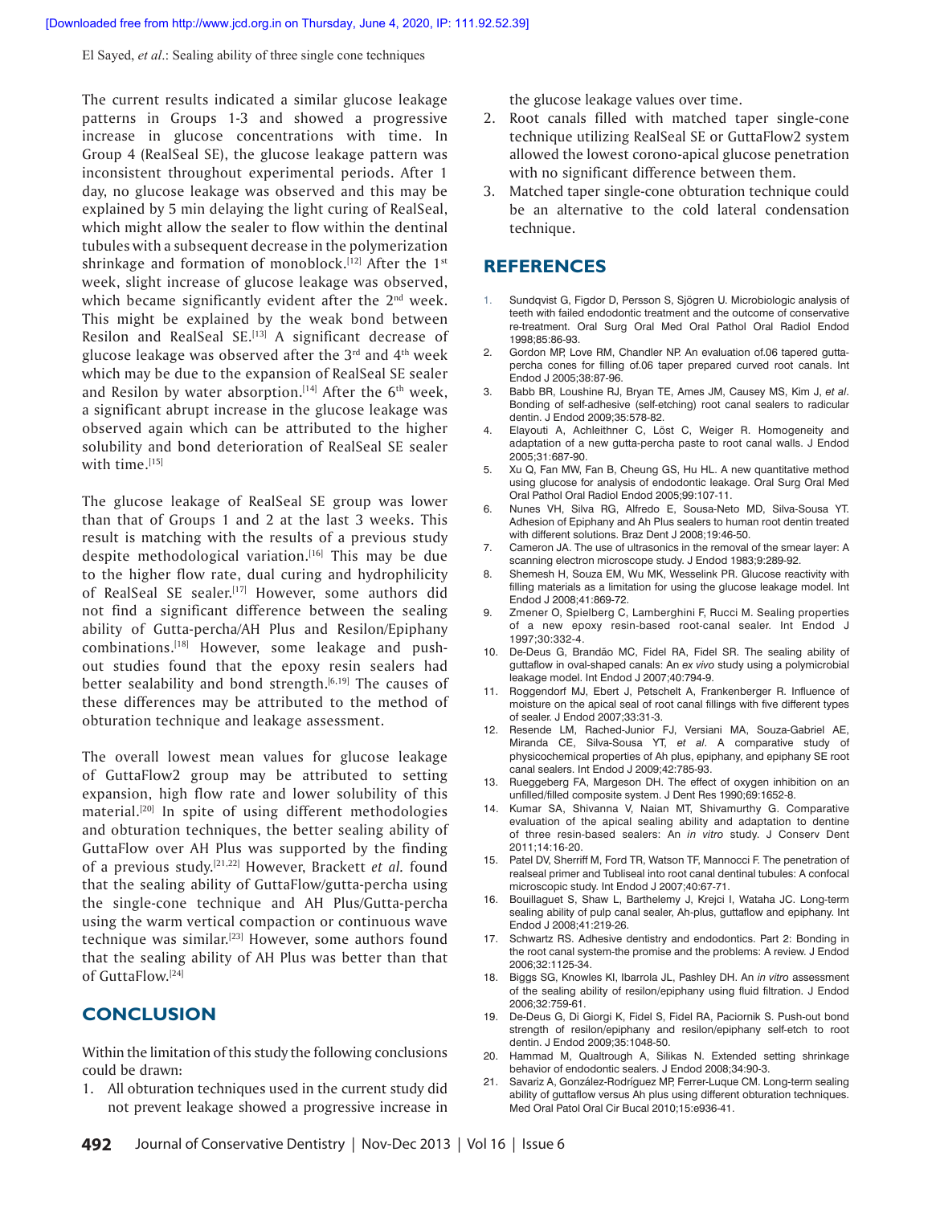The current results indicated a similar glucose leakage patterns in Groups 1-3 and showed a progressive increase in glucose concentrations with time. In Group 4 (RealSeal SE), the glucose leakage pattern was inconsistent throughout experimental periods. After 1 day, no glucose leakage was observed and this may be explained by 5 min delaying the light curing of RealSeal, which might allow the sealer to flow within the dentinal tubules with a subsequent decrease in the polymerization shrinkage and formation of monoblock.[12] After the 1st week, slight increase of glucose leakage was observed, which became significantly evident after the 2nd week. This might be explained by the weak bond between Resilon and RealSeal SE.[13] A significant decrease of glucose leakage was observed after the 3rd and 4th week which may be due to the expansion of RealSeal SE sealer and Resilon by water absorption.[14] After the 6th week, a significant abrupt increase in the glucose leakage was observed again which can be attributed to the higher solubility and bond deterioration of RealSeal SE sealer with time.[15]

The glucose leakage of RealSeal SE group was lower than that of Groups 1 and 2 at the last 3 weeks. This result is matching with the results of a previous study despite methodological variation.[16] This may be due to the higher flow rate, dual curing and hydrophilicity of RealSeal SE sealer.[17] However, some authors did not find a significant difference between the sealing ability of Gutta-percha/AH Plus and Resilon/Epiphany combinations.[18] However, some leakage and push-out studies found that the epoxy resin sealers had better sealability and bond strength.[6,19] The causes of these differences may be attributed to the method of obturation technique and leakage assessment.

The overall lowest mean values for glucose leakage of GuttaFlow2 group may be attributed to setting expansion, high flow rate and lower solubility of this material.[20] In spite of using different methodologies and obturation techniques, the better sealing ability of GuttaFlow over AH Plus was supported by the finding of a previous study.[21,22] However, Brackett *et al.* found that the sealing ability of GuttaFlow/gutta-percha using the single-cone technique and AH Plus/Gutta-percha using the warm vertical compaction or continuous wave technique was similar.[23] However, some authors found that the sealing ability of AH Plus was better than that of GuttaFlow.[24]

## CONCLUSION

Within the limitation of this study the following conclusions could be drawn:

1. All obturation techniques used in the current study did not prevent leakage showed a progressive increase in the glucose leakage values over time.
2. Root canals filled with matched taper single-cone technique utilizing RealSeal SE or GuttaFlow2 system allowed the lowest corono-apical glucose penetration with no significant difference between them.
3. Matched taper single-cone obturation technique could be an alternative to the cold lateral condensation technique.

## REFERENCES

1. Sundqvist G, Figdor D, Persson S, Sjögren U. Microbiologic analysis of teeth with failed endodontic treatment and the outcome of conservative re-treatment. Oral Surg Oral Med Oral Pathol Oral Radiol Endod 1998;85:86-93.
2. Gordon MP, Love RM, Chandler NP. An evaluation of.06 tapered gutta-percha cones for filling of.06 taper prepared curved root canals. Int Endod J 2005;38:87-96.
3. Babb BR, Loushine RJ, Bryan TE, Ames JM, Causey MS, Kim J, *et al*. Bonding of self-adhesive (self-etching) root canal sealers to radicular dentin. J Endod 2009;35:578-82.
4. Elayouti A, Achleithner C, Löst C, Weiger R. Homogeneity and adaptation of a new gutta-percha paste to root canal walls. J Endod 2005;31:687-90.
5. Xu Q, Fan MW, Fan B, Cheung GS, Hu HL. A new quantitative method using glucose for analysis of endodontic leakage. Oral Surg Oral Med Oral Pathol Oral Radiol Endod 2005;99:107-11.
6. Nunes VH, Silva RG, Alfredo E, Sousa-Neto MD, Silva-Sousa YT. Adhesion of Epiphany and Ah Plus sealers to human root dentin treated with different solutions. Braz Dent J 2008;19:46-50.
7. Cameron JA. The use of ultrasonics in the removal of the smear layer: A scanning electron microscope study. J Endod 1983;9:289-92.
8. Shemesh H, Souza EM, Wu MK, Wesselink PR. Glucose reactivity with filling materials as a limitation for using the glucose leakage model. Int Endod J 2008;41:869-72.
9. Zmener O, Spielberg C, Lamberghini F, Rucci M. Sealing properties of a new epoxy resin-based root-canal sealer. Int Endod J 1997;30:332-4.
10. De-Deus G, Brandão MC, Fidel RA, Fidel SR. The sealing ability of guttaflow in oval-shaped canals: An *ex vivo* study using a polymicrobial leakage model. Int Endod J 2007;40:794-9.
11. Roggendorf MJ, Ebert J, Petschelt A, Frankenberger R. Influence of moisture on the apical seal of root canal fillings with five different types of sealer. J Endod 2007;33:31-3.
12. Resende LM, Rached-Junior FJ, Versiani MA, Souza-Gabriel AE, Miranda CE, Silva-Sousa YT, *et al*. A comparative study of physicochemical properties of Ah plus, epiphany, and epiphany SE root canal sealers. Int Endod J 2009;42:785-93.
13. Rueggeberg FA, Margeson DH. The effect of oxygen inhibition on an unfilled/filled composite system. J Dent Res 1990;69:1652-8.
14. Kumar SA, Shivanna V, Naian MT, Shivamurthy G. Comparative evaluation of the apical sealing ability and adaptation to dentine of three resin-based sealers: An *in vitro* study. J Conserv Dent 2011;14:16-20.
15. Patel DV, Sherriff M, Ford TR, Watson TF, Mannocci F. The penetration of realseal primer and Tubliseal into root canal dentinal tubules: A confocal microscopic study. Int Endod J 2007;40:67-71.
16. Bouillaguet S, Shaw L, Barthelemy J, Krejci I, Wataha JC. Long-term sealing ability of pulp canal sealer, Ah-plus, guttaflow and epiphany. Int Endod J 2008;41:219-26.
17. Schwartz RS. Adhesive dentistry and endodontics. Part 2: Bonding in the root canal system-the promise and the problems: A review. J Endod 2006;32:1125-34.
18. Biggs SG, Knowles KI, Ibarrola JL, Pashley DH. An *in vitro* assessment of the sealing ability of resilon/epiphany using fluid filtration. J Endod 2006;32:759-61.
19. De-Deus G, Di Giorgi K, Fidel S, Fidel RA, Paciornik S. Push-out bond strength of resilon/epiphany and resilon/epiphany self-etch to root dentin. J Endod 2009;35:1048-50.
20. Hammad M, Qualtrough A, Silikas N. Extended setting shrinkage behavior of endodontic sealers. J Endod 2008;34:90-3.
21. Savariz A, González-Rodríguez MP, Ferrer-Luque CM. Long-term sealing ability of guttaflow versus Ah plus using different obturation techniques. Med Oral Patol Oral Cir Bucal 2010;15:e936-41.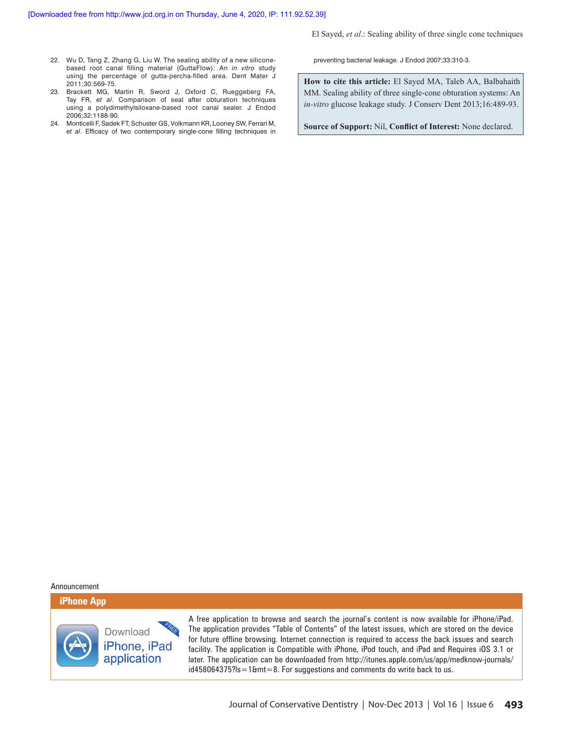22. Wu D, Tang Z, Zhang G, Liu W. The sealing ability of a new silicone-based root canal filling material (GuttaFlow): An *in vitro* study using the percentage of gutta-percha-filled area. Dent Mater J 2011;30:569-75.
23. Brackett MG, Martin R, Sword J, Oxford C, Rueggeberg FA, Tay FR, *et al*. Comparison of seal after obturation techniques using a polydimethylsiloxane-based root canal sealer. J Endod 2006;32:1188-90.
24. Monticelli F, Sadek FT, Schuster GS, Volkmann KR, Looney SW, Ferrari M, *et al*. Efficacy of two contemporary single-cone filling techniques in preventing bacterial leakage. J Endod 2007;33:310-3.

**How to cite this article:** El Sayed MA, Taleb AA, Balbahaith MM. Sealing ability of three single-cone obturation systems: An *in-vitro* glucose leakage study. J Conserv Dent 2013;16:489-93.

**Source of Support:** Nil, **Conflict of Interest:** None declared.

Announcement

**iPhone App**

Download FREE iPhone, iPad application

A free application to browse and search the journal's content is now available for iPhone/iPad. The application provides "Table of Contents" of the latest issues, which are stored on the device for future offline browsing. Internet connection is required to access the back issues and search facility. The application is Compatible with iPhone, iPod touch, and iPad and Requires iOS 3.1 or later. The application can be downloaded from http://itunes.apple.com/us/app/medknow-journals/id458064375?ls=1&mt=8. For suggestions and comments do write back to us.